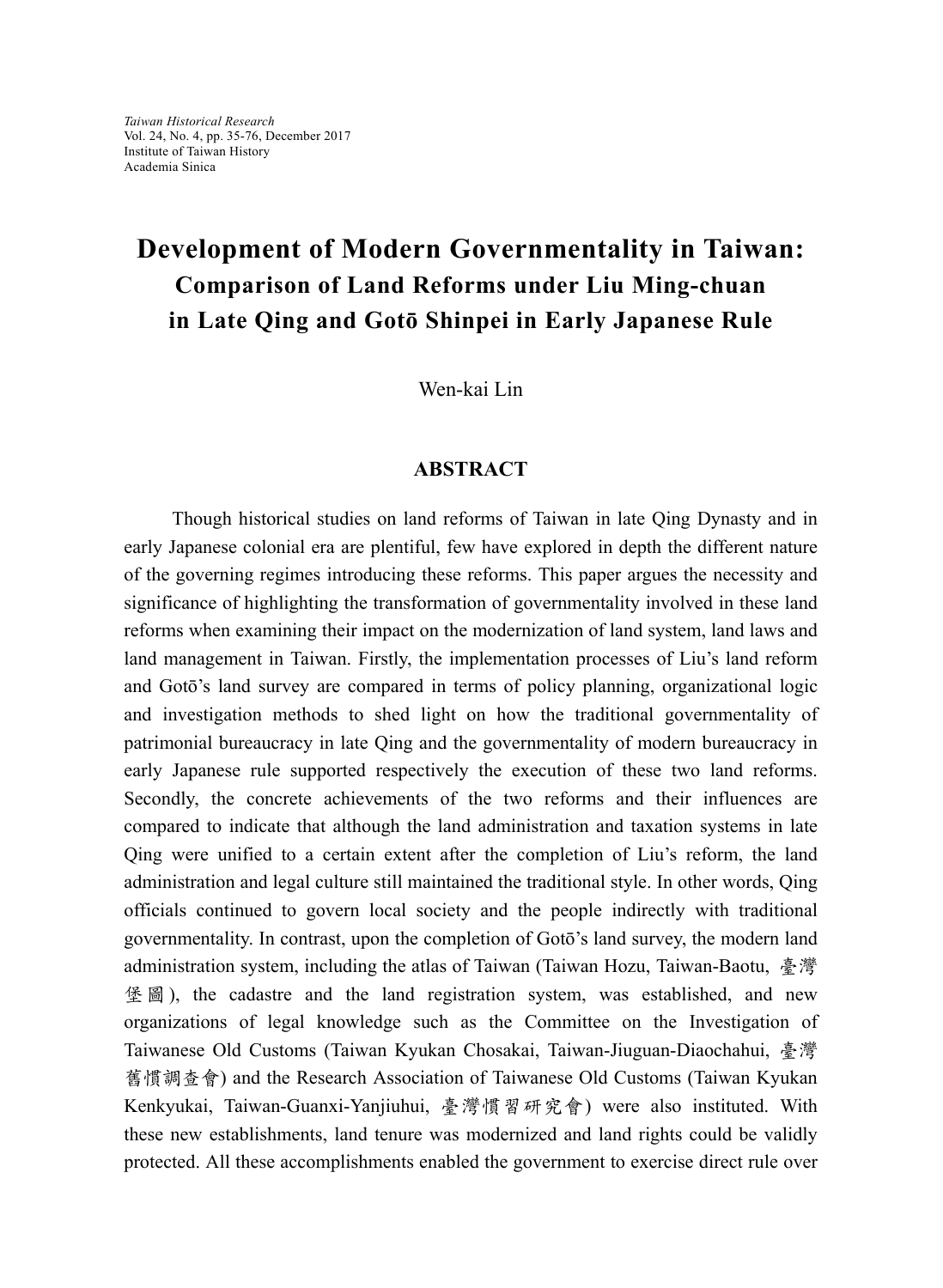# Development of Modern Governmentality in Taiwan:
## Comparison of Land Reforms under Liu Ming-chuan in Late Qing and Gotō Shinpei in Early Japanese Rule

Wen-kai Lin

### ABSTRACT

Though historical studies on land reforms of Taiwan in late Qing Dynasty and in early Japanese colonial era are plentiful, few have explored in depth the different nature of the governing regimes introducing these reforms. This paper argues the necessity and significance of highlighting the transformation of governmentality involved in these land reforms when examining their impact on the modernization of land system, land laws and land management in Taiwan. Firstly, the implementation processes of Liu's land reform and Gotō's land survey are compared in terms of policy planning, organizational logic and investigation methods to shed light on how the traditional governmentality of patrimonial bureaucracy in late Qing and the governmentality of modern bureaucracy in early Japanese rule supported respectively the execution of these two land reforms. Secondly, the concrete achievements of the two reforms and their influences are compared to indicate that although the land administration and taxation systems in late Qing were unified to a certain extent after the completion of Liu's reform, the land administration and legal culture still maintained the traditional style. In other words, Qing officials continued to govern local society and the people indirectly with traditional governmentality. In contrast, upon the completion of Gotō's land survey, the modern land administration system, including the atlas of Taiwan (Taiwan Hozu, Taiwan-Baotu, 臺灣堡圖), the cadastre and the land registration system, was established, and new organizations of legal knowledge such as the Committee on the Investigation of Taiwanese Old Customs (Taiwan Kyukan Chosakai, Taiwan-Jiuguan-Diaochahui, 臺灣舊慣調查會) and the Research Association of Taiwanese Old Customs (Taiwan Kyukan Kenkyukai, Taiwan-Guanxi-Yanjiuhui, 臺灣慣習研究會) were also instituted. With these new establishments, land tenure was modernized and land rights could be validly protected. All these accomplishments enabled the government to exercise direct rule over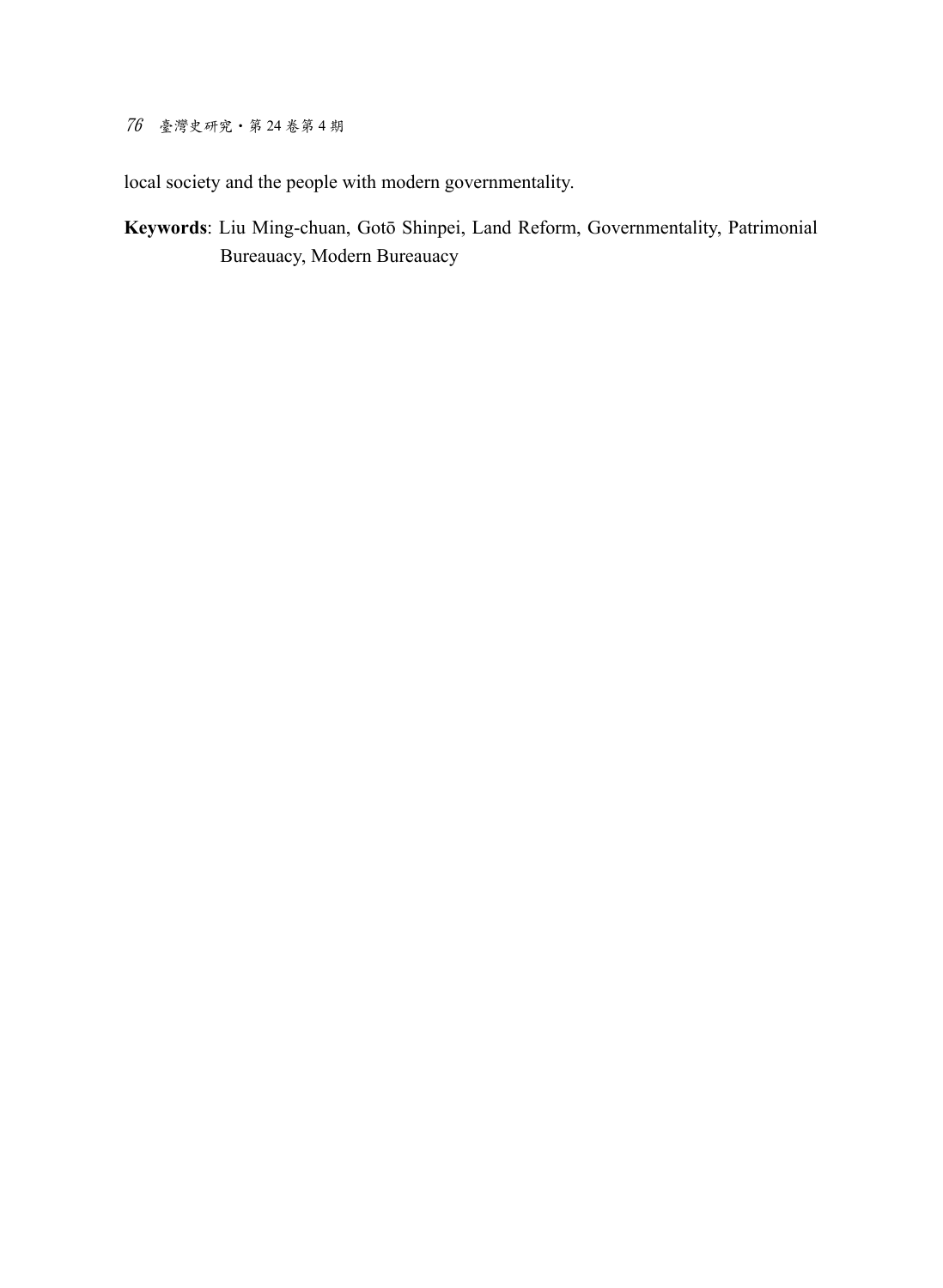local society and the people with modern governmentality.

**Keywords**: Liu Ming-chuan, Gotō Shinpei, Land Reform, Governmentality, Patrimonial Bureauacy, Modern Bureauacy